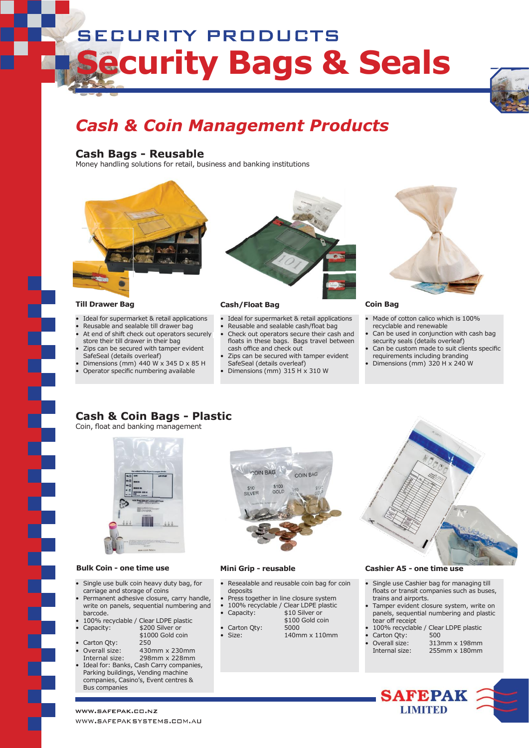# SECURITY PRODUCTS

# Security Bags & Seals

## *Cash & Coin Management Products*

### Cash Bags - Reusable

Money handling solutions for retail, business and banking institutions

#### Till Drawer Bag

- Ideal for supermarket & retail applications
- Reusable and sealable till drawer bag
- At end of shift check out operators securely store their till drawer in their bag
- Zips can be secured with tamper evident SafeSeal (details overleaf)
- Dimensions (mm) 440 W x 345 D x 85 H
- Operator specific numbering available

#### Cash/Float Bag

- Ideal for supermarket & retail applications
- Reusable and sealable cash/float bag
- Check out operators secure their cash and floats in these bags. Bags travel between cash office and check out
- Zips can be secured with tamper evident SafeSeal (details overleaf)
- Dimensions (mm) 315 H x 310 W

#### Coin Bag

- Made of cotton calico which is 100% recyclable and renewable
- Can be used in conjunction with cash bag security seals (details overleaf)
- Can be custom made to suit clients specific requirements including branding
- Dimensions (mm) 320 H x 240 W

### Cash & Coin Bags - Plastic

Coin, float and banking management

#### Bulk Coin - one time use

- Single use bulk coin heavy duty bag, for carriage and storage of coins
- Permanent adhesive closure, carry handle, write on panels, sequential numbering and barcode.
- 100% recyclable / Clear LDPE plastic
- Capacity: $200 Silver or $1000 Gold coin
- Carton Qty: 250
- Overall size: 430mm x 230mm
  Internal size: 298mm x 228mm
- Ideal for: Banks, Cash Carry companies, Parking buildings, Vending machine companies, Casino's, Event centres & Bus companies

#### Mini Grip - reusable

- Resealable and reusable coin bag for coin deposits
- Press together in line closure system
- 100% recyclable / Clear LDPE plastic
- Capacity: $10 Silver or $100 Gold coin
- Carton Qty: 5000
- Size: 140mm x 110mm

#### Cashier A5 - one time use

- Single use Cashier bag for managing till floats or transit companies such as buses, trains and airports.
- Tamper evident closure system, write on panels, sequential numbering and plastic tear off receipt
- 100% recyclable / Clear LDPE plastic
- Carton Qty: 500
- Overall size: 313mm x 198mm
  Internal size: 255mm x 180mm

SAFEPAK LIMITED

WWW.SAFEPAK.CO.NZ
WWW.SAFEPAKSYSTEMS.COM.AU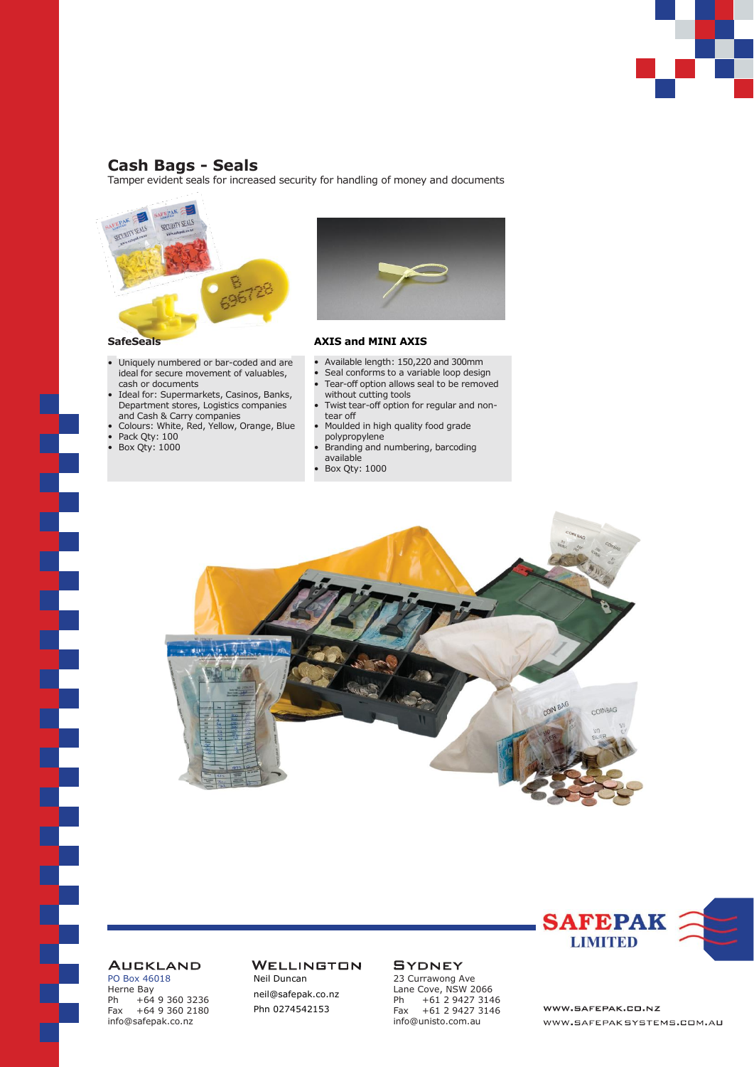## Cash Bags - Seals

Tamper evident seals for increased security for handling of money and documents

### SafeSeals

- Uniquely numbered or bar-coded and are ideal for secure movement of valuables, cash or documents
- Ideal for: Supermarkets, Casinos, Banks, Department stores, Logistics companies and Cash & Carry companies
- Colours: White, Red, Yellow, Orange, Blue
- Pack Qty: 100
- Box Qty: 1000

### AXIS and MINI AXIS

- Available length: 150,220 and 300mm
- Seal conforms to a variable loop design
- Tear-off option allows seal to be removed without cutting tools
- Twist tear-off option for regular and non-tear off
- Moulded in high quality food grade polypropylene
- Branding and numbering, barcoding available
- Box Qty: 1000

SAFEPAK LIMITED

**Auckland**
PO Box 46018
Herne Bay
Ph +64 9 360 3236
Fax +64 9 360 2180
info@safepak.co.nz

**Wellington**
Neil Duncan
neil@safepak.co.nz
Phn 0274542153

**Sydney**
23 Currawong Ave
Lane Cove, NSW 2066
Ph +61 2 9427 3146
Fax +61 2 9427 3146
info@unisto.com.au

www.safepak.co.nz
www.safepaksystems.com.au